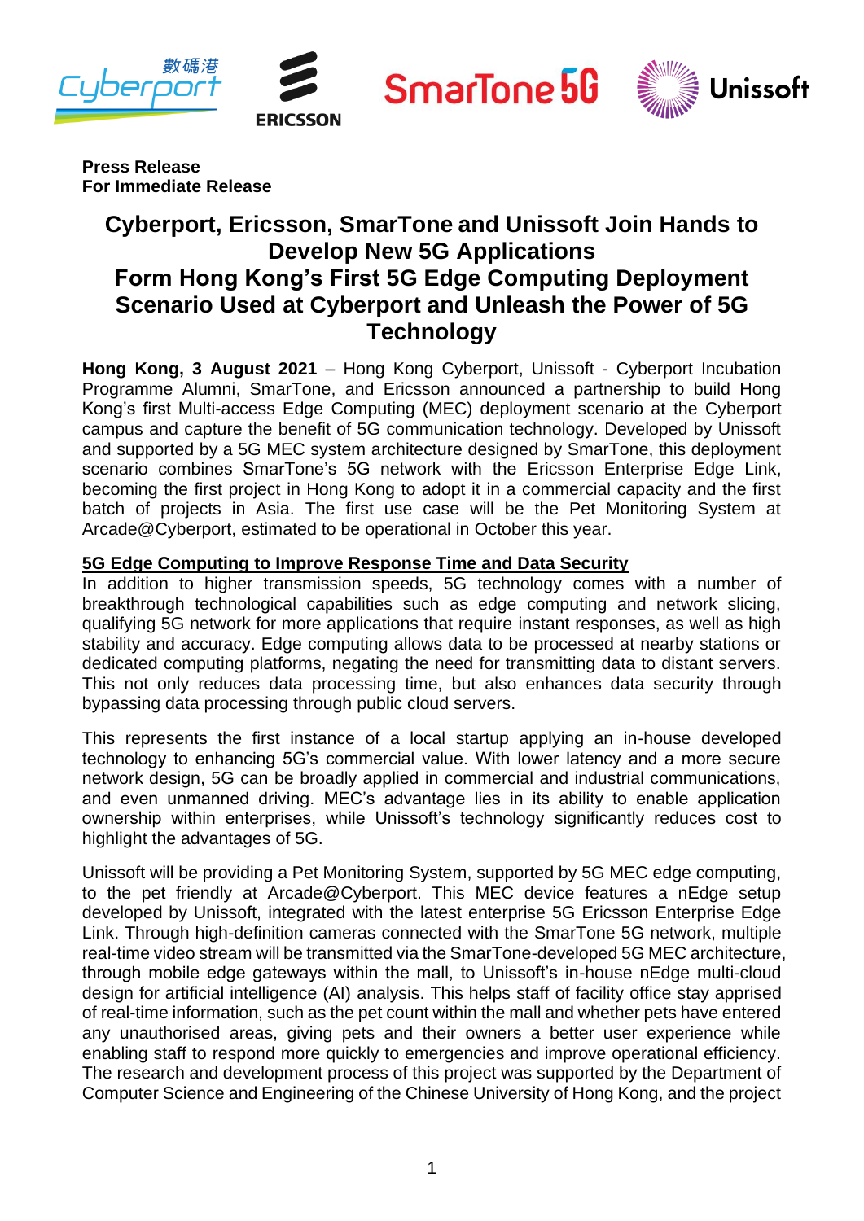**Press Release**
**For Immediate Release**

# Cyberport, Ericsson, SmarTone and Unissoft Join Hands to Develop New 5G Applications
# Form Hong Kong's First 5G Edge Computing Deployment Scenario Used at Cyberport and Unleash the Power of 5G Technology

**Hong Kong, 3 August 2021** – Hong Kong Cyberport, Unissoft - Cyberport Incubation Programme Alumni, SmarTone, and Ericsson announced a partnership to build Hong Kong's first Multi-access Edge Computing (MEC) deployment scenario at the Cyberport campus and capture the benefit of 5G communication technology. Developed by Unissoft and supported by a 5G MEC system architecture designed by SmarTone, this deployment scenario combines SmarTone's 5G network with the Ericsson Enterprise Edge Link, becoming the first project in Hong Kong to adopt it in a commercial capacity and the first batch of projects in Asia. The first use case will be the Pet Monitoring System at Arcade@Cyberport, estimated to be operational in October this year.

## 5G Edge Computing to Improve Response Time and Data Security

In addition to higher transmission speeds, 5G technology comes with a number of breakthrough technological capabilities such as edge computing and network slicing, qualifying 5G network for more applications that require instant responses, as well as high stability and accuracy. Edge computing allows data to be processed at nearby stations or dedicated computing platforms, negating the need for transmitting data to distant servers. This not only reduces data processing time, but also enhances data security through bypassing data processing through public cloud servers.

This represents the first instance of a local startup applying an in-house developed technology to enhancing 5G's commercial value. With lower latency and a more secure network design, 5G can be broadly applied in commercial and industrial communications, and even unmanned driving. MEC's advantage lies in its ability to enable application ownership within enterprises, while Unissoft's technology significantly reduces cost to highlight the advantages of 5G.

Unissoft will be providing a Pet Monitoring System, supported by 5G MEC edge computing, to the pet friendly at Arcade@Cyberport. This MEC device features a nEdge setup developed by Unissoft, integrated with the latest enterprise 5G Ericsson Enterprise Edge Link. Through high-definition cameras connected with the SmarTone 5G network, multiple real-time video stream will be transmitted via the SmarTone-developed 5G MEC architecture, through mobile edge gateways within the mall, to Unissoft's in-house nEdge multi-cloud design for artificial intelligence (AI) analysis. This helps staff of facility office stay apprised of real-time information, such as the pet count within the mall and whether pets have entered any unauthorised areas, giving pets and their owners a better user experience while enabling staff to respond more quickly to emergencies and improve operational efficiency. The research and development process of this project was supported by the Department of Computer Science and Engineering of the Chinese University of Hong Kong, and the project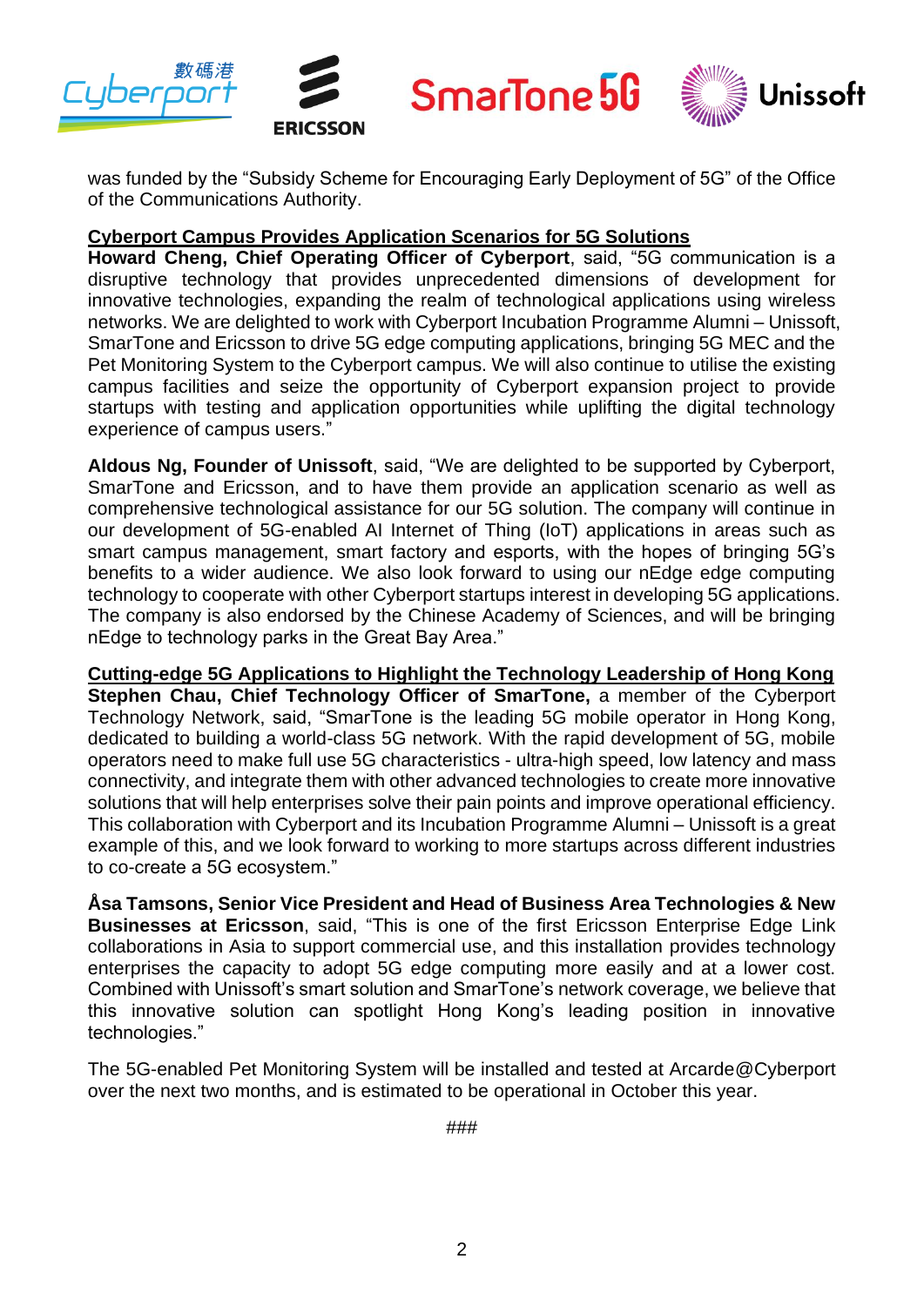was funded by the "Subsidy Scheme for Encouraging Early Deployment of 5G" of the Office of the Communications Authority.

**Cyberport Campus Provides Application Scenarios for 5G Solutions**

**Howard Cheng, Chief Operating Officer of Cyberport**, said, "5G communication is a disruptive technology that provides unprecedented dimensions of development for innovative technologies, expanding the realm of technological applications using wireless networks. We are delighted to work with Cyberport Incubation Programme Alumni – Unissoft, SmarTone and Ericsson to drive 5G edge computing applications, bringing 5G MEC and the Pet Monitoring System to the Cyberport campus. We will also continue to utilise the existing campus facilities and seize the opportunity of Cyberport expansion project to provide startups with testing and application opportunities while uplifting the digital technology experience of campus users."

**Aldous Ng, Founder of Unissoft**, said, "We are delighted to be supported by Cyberport, SmarTone and Ericsson, and to have them provide an application scenario as well as comprehensive technological assistance for our 5G solution. The company will continue in our development of 5G-enabled AI Internet of Thing (IoT) applications in areas such as smart campus management, smart factory and esports, with the hopes of bringing 5G's benefits to a wider audience. We also look forward to using our nEdge edge computing technology to cooperate with other Cyberport startups interest in developing 5G applications. The company is also endorsed by the Chinese Academy of Sciences, and will be bringing nEdge to technology parks in the Great Bay Area."

**Cutting-edge 5G Applications to Highlight the Technology Leadership of Hong Kong**

**Stephen Chau, Chief Technology Officer of SmarTone,** a member of the Cyberport Technology Network, said, "SmarTone is the leading 5G mobile operator in Hong Kong, dedicated to building a world-class 5G network. With the rapid development of 5G, mobile operators need to make full use 5G characteristics - ultra-high speed, low latency and mass connectivity, and integrate them with other advanced technologies to create more innovative solutions that will help enterprises solve their pain points and improve operational efficiency. This collaboration with Cyberport and its Incubation Programme Alumni – Unissoft is a great example of this, and we look forward to working to more startups across different industries to co-create a 5G ecosystem."

**Åsa Tamsons, Senior Vice President and Head of Business Area Technologies & New Businesses at Ericsson**, said, "This is one of the first Ericsson Enterprise Edge Link collaborations in Asia to support commercial use, and this installation provides technology enterprises the capacity to adopt 5G edge computing more easily and at a lower cost. Combined with Unissoft's smart solution and SmarTone's network coverage, we believe that this innovative solution can spotlight Hong Kong's leading position in innovative technologies."

The 5G-enabled Pet Monitoring System will be installed and tested at Arcarde@Cyberport over the next two months, and is estimated to be operational in October this year.

###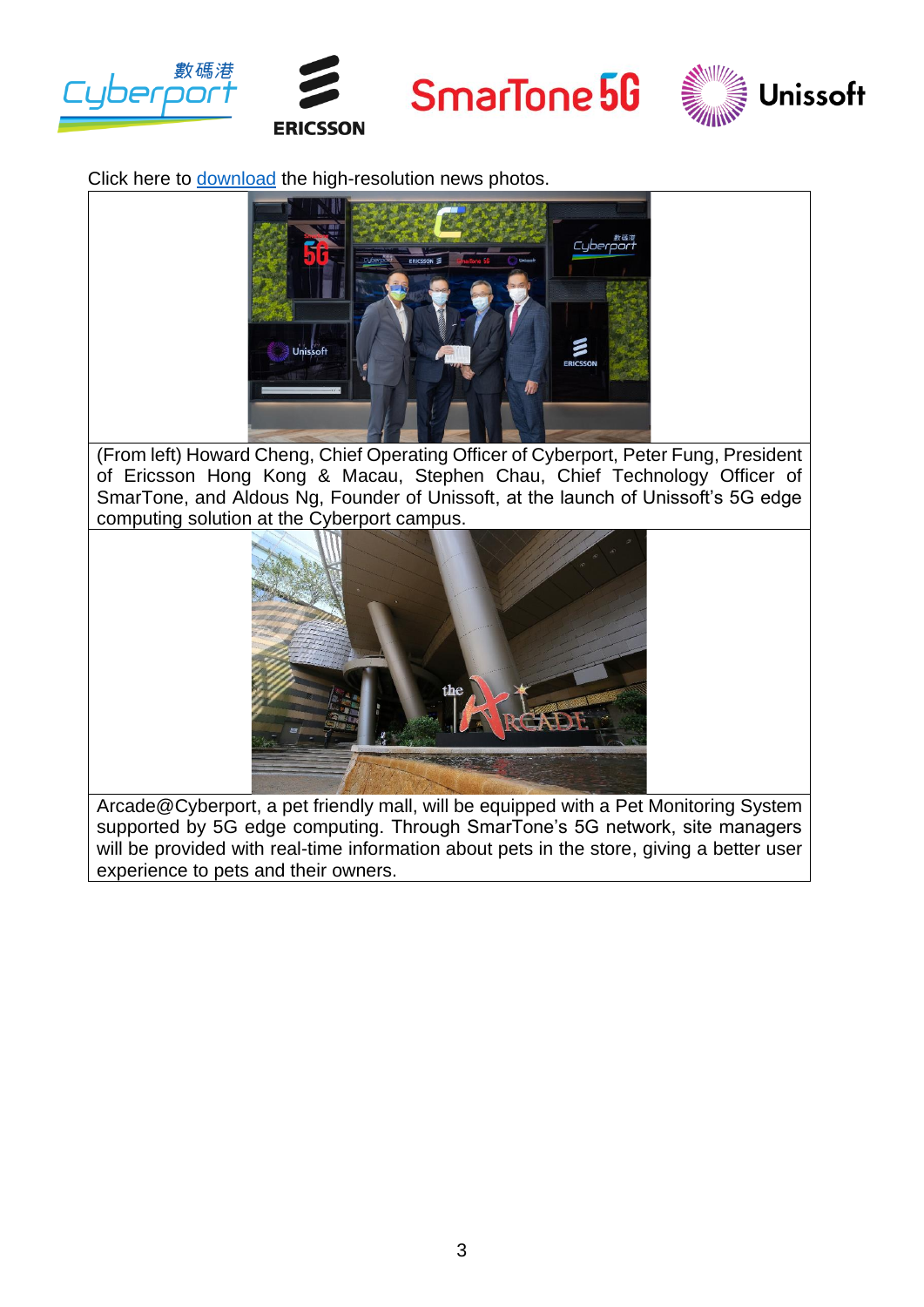Click here to download the high-resolution news photos.

(From left) Howard Cheng, Chief Operating Officer of Cyberport, Peter Fung, President of Ericsson Hong Kong & Macau, Stephen Chau, Chief Technology Officer of SmarTone, and Aldous Ng, Founder of Unissoft, at the launch of Unissoft's 5G edge computing solution at the Cyberport campus.

Arcade@Cyberport, a pet friendly mall, will be equipped with a Pet Monitoring System supported by 5G edge computing. Through SmarTone's 5G network, site managers will be provided with real-time information about pets in the store, giving a better user experience to pets and their owners.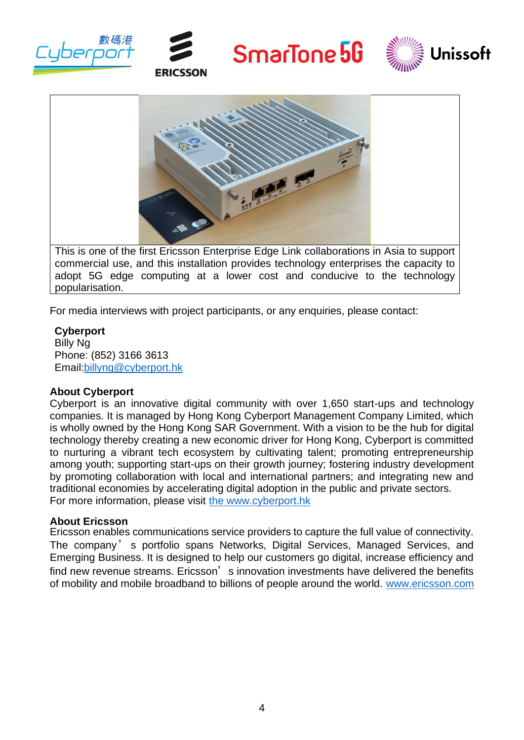This is one of the first Ericsson Enterprise Edge Link collaborations in Asia to support commercial use, and this installation provides technology enterprises the capacity to adopt 5G edge computing at a lower cost and conducive to the technology popularisation.

For media interviews with project participants, or any enquiries, please contact:

**Cyberport**
Billy Ng
Phone: (852) 3166 3613
Email:billyng@cyberport.hk

**About Cyberport**

Cyberport is an innovative digital community with over 1,650 start-ups and technology companies. It is managed by Hong Kong Cyberport Management Company Limited, which is wholly owned by the Hong Kong SAR Government. With a vision to be the hub for digital technology thereby creating a new economic driver for Hong Kong, Cyberport is committed to nurturing a vibrant tech ecosystem by cultivating talent; promoting entrepreneurship among youth; supporting start-ups on their growth journey; fostering industry development by promoting collaboration with local and international partners; and integrating new and traditional economies by accelerating digital adoption in the public and private sectors.
For more information, please visit the www.cyberport.hk

**About Ericsson**

Ericsson enables communications service providers to capture the full value of connectivity. The company's portfolio spans Networks, Digital Services, Managed Services, and Emerging Business. It is designed to help our customers go digital, increase efficiency and find new revenue streams. Ericsson's innovation investments have delivered the benefits of mobility and mobile broadband to billions of people around the world. www.ericsson.com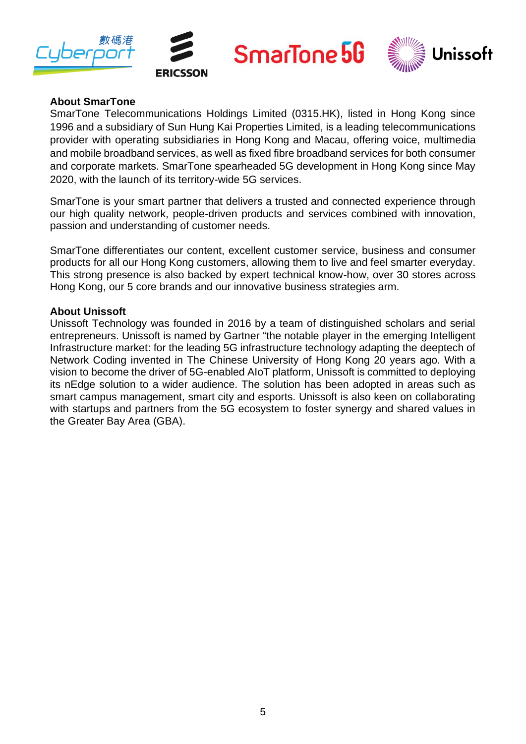**About SmarTone**

SmarTone Telecommunications Holdings Limited (0315.HK), listed in Hong Kong since 1996 and a subsidiary of Sun Hung Kai Properties Limited, is a leading telecommunications provider with operating subsidiaries in Hong Kong and Macau, offering voice, multimedia and mobile broadband services, as well as fixed fibre broadband services for both consumer and corporate markets. SmarTone spearheaded 5G development in Hong Kong since May 2020, with the launch of its territory-wide 5G services.

SmarTone is your smart partner that delivers a trusted and connected experience through our high quality network, people-driven products and services combined with innovation, passion and understanding of customer needs.

SmarTone differentiates our content, excellent customer service, business and consumer products for all our Hong Kong customers, allowing them to live and feel smarter everyday. This strong presence is also backed by expert technical know-how, over 30 stores across Hong Kong, our 5 core brands and our innovative business strategies arm.

**About Unissoft**

Unissoft Technology was founded in 2016 by a team of distinguished scholars and serial entrepreneurs. Unissoft is named by Gartner "the notable player in the emerging Intelligent Infrastructure market: for the leading 5G infrastructure technology adapting the deeptech of Network Coding invented in The Chinese University of Hong Kong 20 years ago. With a vision to become the driver of 5G-enabled AIoT platform, Unissoft is committed to deploying its nEdge solution to a wider audience. The solution has been adopted in areas such as smart campus management, smart city and esports. Unissoft is also keen on collaborating with startups and partners from the 5G ecosystem to foster synergy and shared values in the Greater Bay Area (GBA).